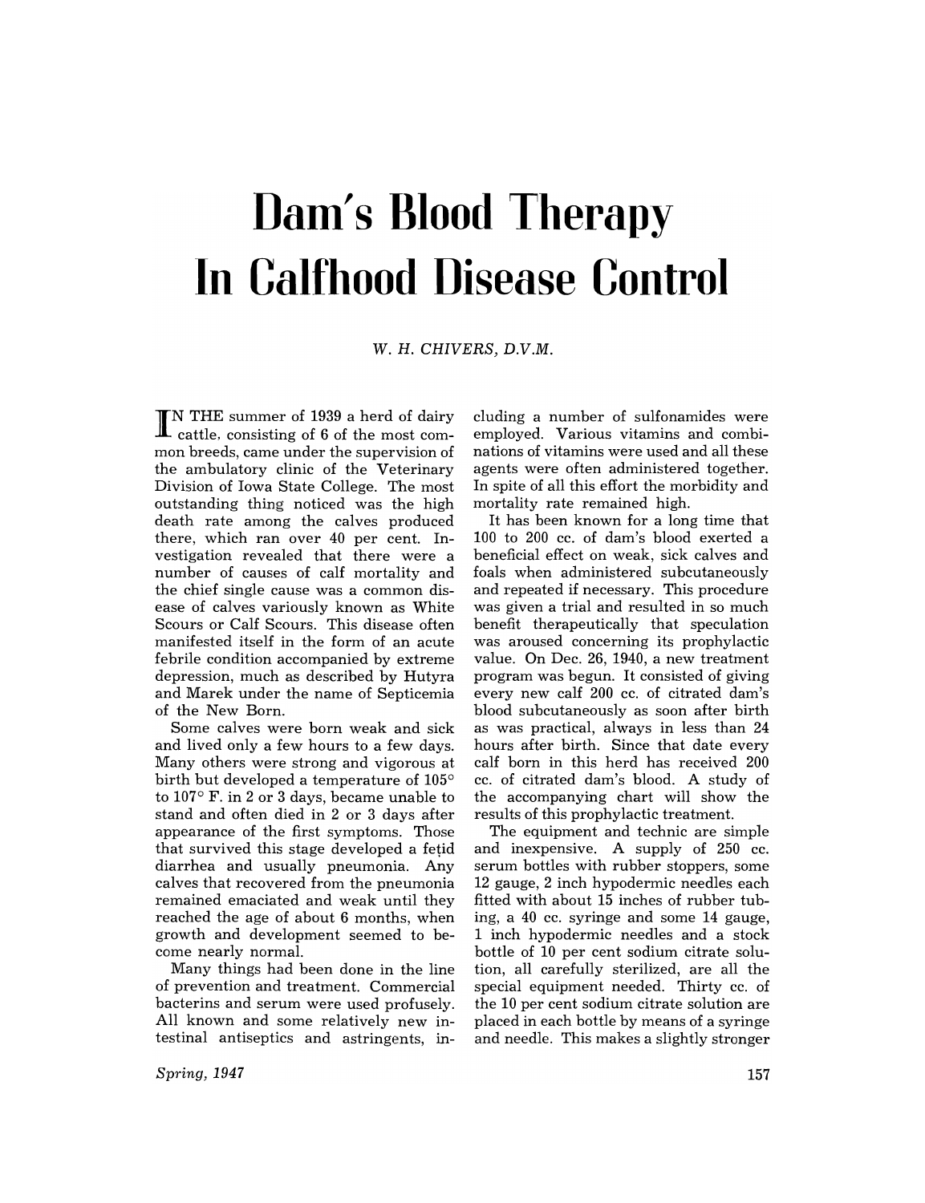# Dam's Blood Therapy In Calfhood Disease Control

W. H. CHIVERS, D.V.M.

IN THE summer of 1939 a herd of dairy cattle, consisting of 6 of the most common breeds, came under the supervision of the ambulatory clinic of the Veterinary Division of Iowa State College. The most outstanding thing noticed was the high death rate among the calves produced there, which ran over 40 per cent. Investigation revealed that there were a number of causes of calf mortality and the chief single cause was a common disease of calves variously known as White Scours or Calf Scours. This disease often manifested itself in the form of an acute febrile condition accompanied by extreme depression, much as described by Hutyra and Marek under the name of Septicemia of the New Born.

Some calves were born weak and sick and lived only a few hours to a few days. Many others were strong and vigorous at birth but developed a temperature of 105° to 107° F. in 2 or 3 days, became unable to stand and often died in 2 or 3 days after appearance of the first symptoms. Those that survived this stage developed a fetid diarrhea and usually pneumonia. Any calves that recovered from the pneumonia remained emaciated and weak until they reached the age of about 6 months, when growth and development seemed to become nearly normal.

Many things had been done in the line of prevention and treatment. Commercial bacterins and serum were used profusely. All known and some relatively new intestinal antiseptics and astringents, including a number of sulfonamides were employed. Various vitamins and combinations of vitamins were used and all these agents were often administered together. In spite of all this effort the morbidity and mortality rate remained high.

It has been known for a long time that 100 to 200 cc. of dam's blood exerted a beneficial effect on weak, sick calves and foals when administered subcutaneously and repeated if necessary. This procedure was given a trial and resulted in so much benefit therapeutically that speculation was aroused concerning its prophylactic value. On Dec. 26, 1940, a new treatment program was begun. It consisted of giving every new calf 200 cc. of citrated dam's blood subcutaneously as soon after birth as was practical, always in less than 24 hours after birth. Since that date every calf born in this herd has received 200 cc. of citrated dam's blood. A study of the accompanying chart will show the results of this prophylactic treatment.

The equipment and technic are simple and inexpensive. A supply of 250 cc. serum bottles with rubber stoppers, some 12 gauge, 2 inch hypodermic needles each fitted with about 15 inches of rubber tubing, a 40 cc. syringe and some 14 gauge, 1 inch hypodermic needles and a stock bottle of 10 per cent sodium citrate solution, all carefully sterilized, are all the special equipment needed. Thirty cc. of the 10 per cent sodium citrate solution are placed in each bottle by means of a syringe and needle. This makes a slightly stronger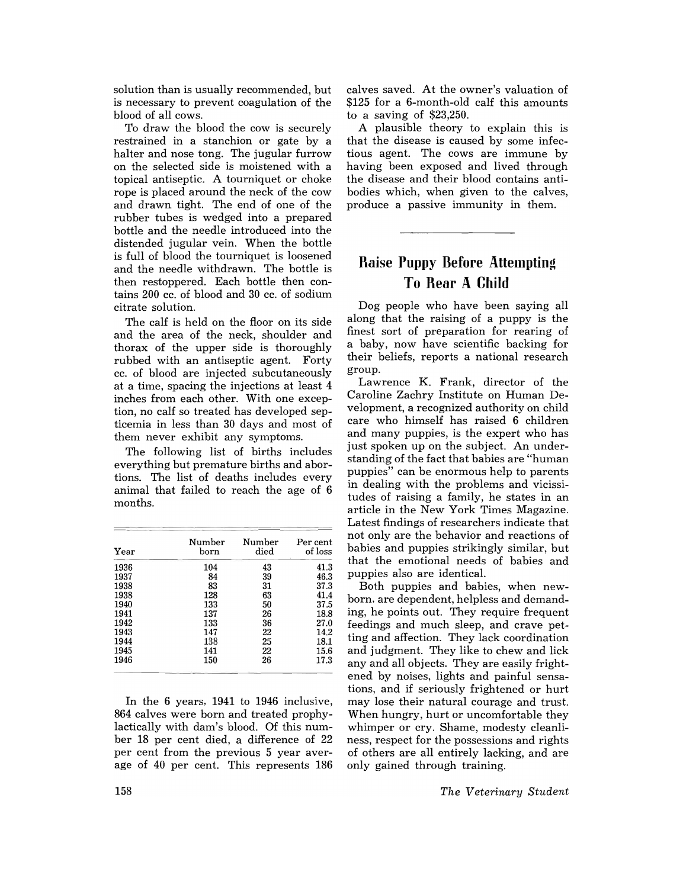solution than is usually recommended, but is necessary to prevent coagulation of the blood of all cows.

To draw the blood the cow is securely restrained in a stanchion or gate by a halter and nose tong. The jugular furrow on the selected side is moistened with a topical antiseptic. A tourniquet or choke rope is placed around the neck of the cow and drawn tight. The end of one of the rubber tubes is wedged into a prepared bottle and the needle introduced into the distended jugular vein. When the bottle is full of blood the tourniquet is loosened and the needle withdrawn. The bottle is then restoppered. Each bottle then contains 200 cc. of blood and 30 cc. of sodium citrate solution.

The calf is held on the floor on its side and the area of the neck, shoulder and thorax of the upper side is thoroughly rubbed with an antiseptic agent. Forty cc. of blood are injected subcutaneously at a time, spacing the injections at least 4 inches from each other. With one exception, no calf so treated has developed septicemia in less than 30 days and most of them never exhibit any symptoms.

The following list of births includes everything but premature births and abortions. The list of deaths includes every animal that failed to reach the age of 6 months.

| Year | Number born | Number died | Per cent of loss |
|---|---|---|---|
| 1936 | 104 | 43 | 41.3 |
| 1937 | 84 | 39 | 46.3 |
| 1938 | 83 | 31 | 37.3 |
| 1938 | 128 | 63 | 41.4 |
| 1940 | 133 | 50 | 37.5 |
| 1941 | 137 | 26 | 18.8 |
| 1942 | 133 | 36 | 27.0 |
| 1943 | 147 | 22 | 14.2 |
| 1944 | 138 | 25 | 18.1 |
| 1945 | 141 | 22 | 15.6 |
| 1946 | 150 | 26 | 17.3 |

In the 6 years, 1941 to 1946 inclusive, 864 calves were born and treated prophylactically with dam's blood. Of this number 18 per cent died, a difference of 22 per cent from the previous 5 year average of 40 per cent. This represents 186 calves saved. At the owner's valuation of $125 for a 6-month-old calf this amounts to a saving of $23,250.

A plausible theory to explain this is that the disease is caused by some infectious agent. The cows are immune by having been exposed and lived through the disease and their blood contains antibodies which, when given to the calves, produce a passive immunity in them.

## Raise Puppy Before Attempting To Rear A Child

Dog people who have been saying all along that the raising of a puppy is the finest sort of preparation for rearing of a baby, now have scientific backing for their beliefs, reports a national research group.

Lawrence K. Frank, director of the Caroline Zachry Institute on Human Development, a recognized authority on child care who himself has raised 6 children and many puppies, is the expert who has just spoken up on the subject. An understanding of the fact that babies are "human puppies" can be enormous help to parents in dealing with the problems and vicissitudes of raising a family, he states in an article in the New York Times Magazine. Latest findings of researchers indicate that not only are the behavior and reactions of babies and puppies strikingly similar, but that the emotional needs of babies and puppies also are identical.

Both puppies and babies, when newborn, are dependent, helpless and demanding, he points out. They require frequent feedings and much sleep, and crave petting and affection. They lack coordination and judgment. They like to chew and lick any and all objects. They are easily frightened by noises, lights and painful sensations, and if seriously frightened or hurt may lose their natural courage and trust. When hungry, hurt or uncomfortable they whimper or cry. Shame, modesty cleanliness, respect for the possessions and rights of others are all entirely lacking, and are only gained through training.